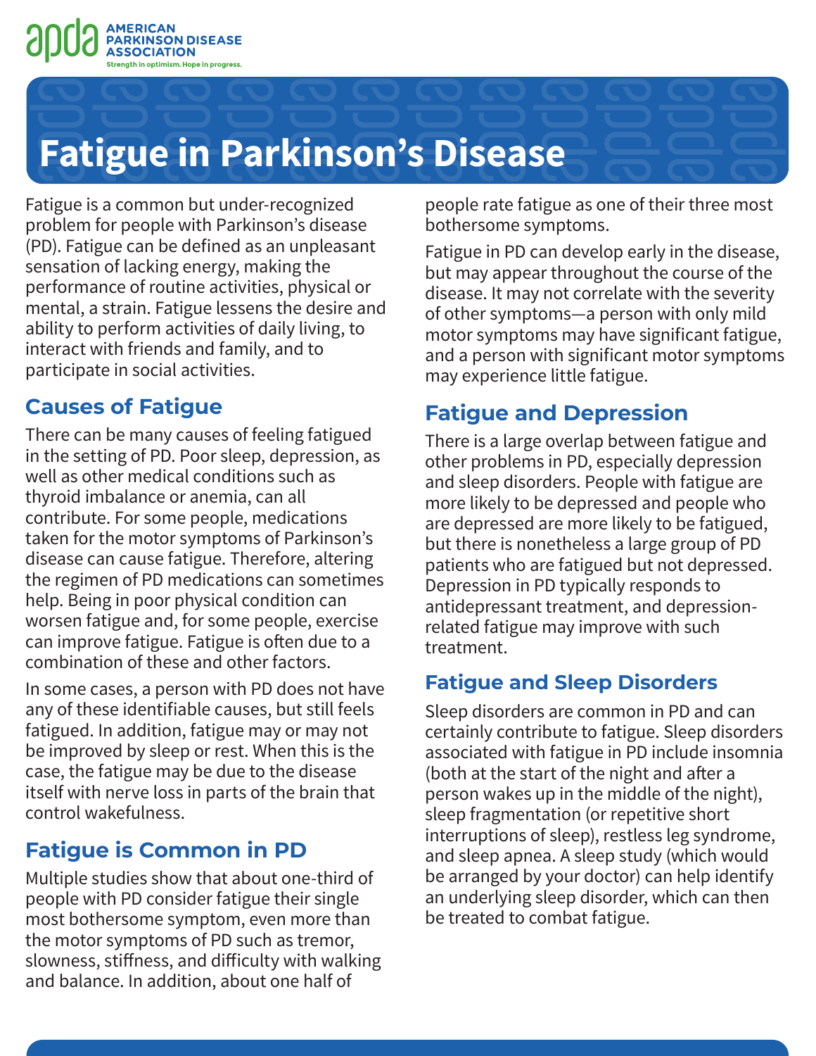American Parkinson Disease Association

Strength in optimism. Hope in progress.

# Fatigue in Parkinson's Disease

Fatigue is a common but under-recognized problem for people with Parkinson's disease (PD). Fatigue can be defined as an unpleasant sensation of lacking energy, making the performance of routine activities, physical or mental, a strain. Fatigue lessens the desire and ability to perform activities of daily living, to interact with friends and family, and to participate in social activities.

## Causes of Fatigue

There can be many causes of feeling fatigued in the setting of PD. Poor sleep, depression, as well as other medical conditions such as thyroid imbalance or anemia, can all contribute. For some people, medications taken for the motor symptoms of Parkinson's disease can cause fatigue. Therefore, altering the regimen of PD medications can sometimes help. Being in poor physical condition can worsen fatigue and, for some people, exercise can improve fatigue. Fatigue is often due to a combination of these and other factors.

In some cases, a person with PD does not have any of these identifiable causes, but still feels fatigued. In addition, fatigue may or may not be improved by sleep or rest. When this is the case, the fatigue may be due to the disease itself with nerve loss in parts of the brain that control wakefulness.

## Fatigue is Common in PD

Multiple studies show that about one-third of people with PD consider fatigue their single most bothersome symptom, even more than the motor symptoms of PD such as tremor, slowness, stiffness, and difficulty with walking and balance. In addition, about one half of people rate fatigue as one of their three most bothersome symptoms.

Fatigue in PD can develop early in the disease, but may appear throughout the course of the disease. It may not correlate with the severity of other symptoms—a person with only mild motor symptoms may have significant fatigue, and a person with significant motor symptoms may experience little fatigue.

## Fatigue and Depression

There is a large overlap between fatigue and other problems in PD, especially depression and sleep disorders. People with fatigue are more likely to be depressed and people who are depressed are more likely to be fatigued, but there is nonetheless a large group of PD patients who are fatigued but not depressed. Depression in PD typically responds to antidepressant treatment, and depression-related fatigue may improve with such treatment.

## Fatigue and Sleep Disorders

Sleep disorders are common in PD and can certainly contribute to fatigue. Sleep disorders associated with fatigue in PD include insomnia (both at the start of the night and after a person wakes up in the middle of the night), sleep fragmentation (or repetitive short interruptions of sleep), restless leg syndrome, and sleep apnea. A sleep study (which would be arranged by your doctor) can help identify an underlying sleep disorder, which can then be treated to combat fatigue.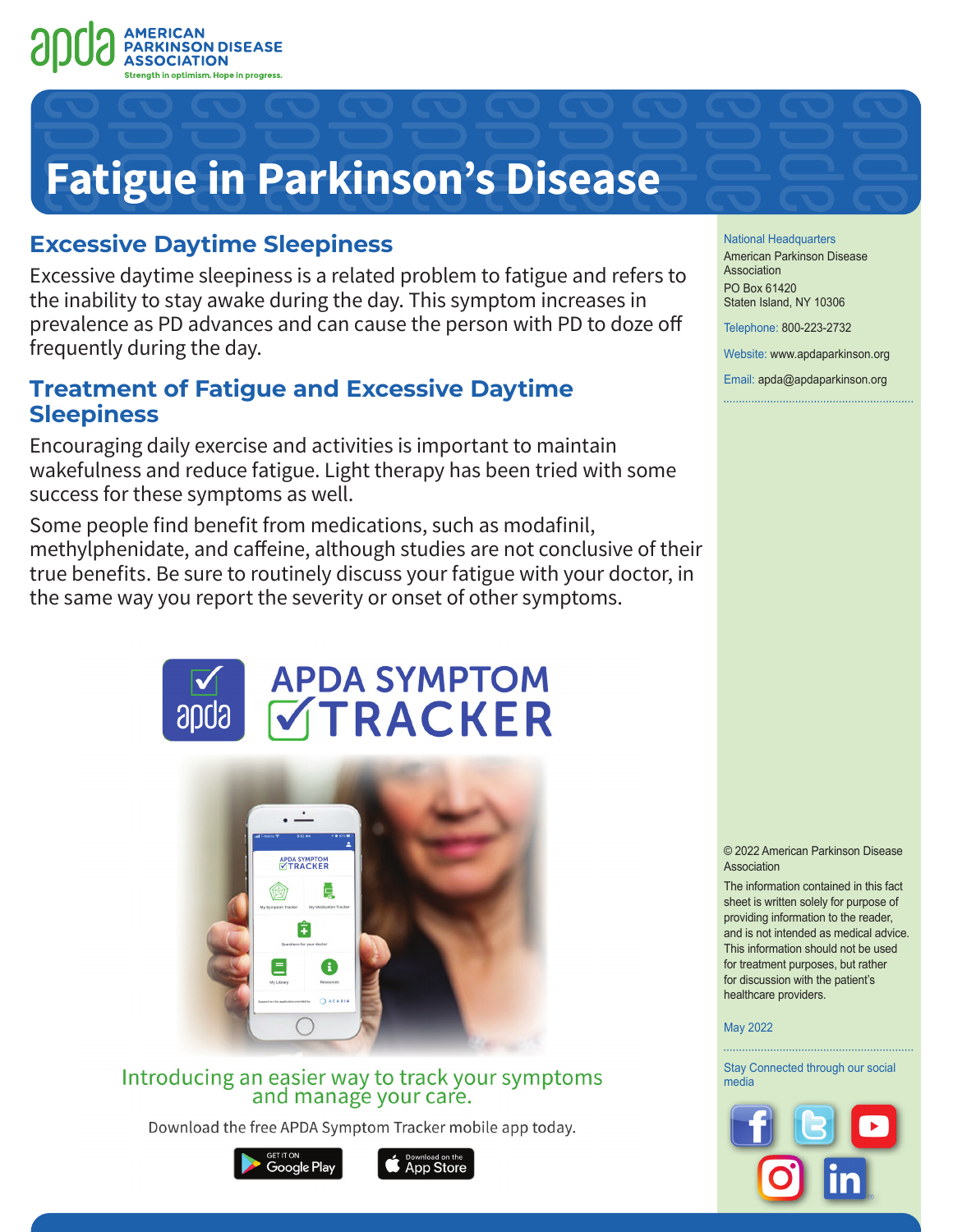# Fatigue in Parkinson's Disease

## Excessive Daytime Sleepiness

Excessive daytime sleepiness is a related problem to fatigue and refers to the inability to stay awake during the day. This symptom increases in prevalence as PD advances and can cause the person with PD to doze off frequently during the day.

## Treatment of Fatigue and Excessive Daytime Sleepiness

Encouraging daily exercise and activities is important to maintain wakefulness and reduce fatigue. Light therapy has been tried with some success for these symptoms as well.

Some people find benefit from medications, such as modafinil, methylphenidate, and caffeine, although studies are not conclusive of their true benefits. Be sure to routinely discuss your fatigue with your doctor, in the same way you report the severity or onset of other symptoms.

**APDA SYMPTOM TRACKER**

Introducing an easier way to track your symptoms and manage your care.

Download the free APDA Symptom Tracker mobile app today.

GET IT ON Google Play | Download on the App Store

---

National Headquarters
American Parkinson Disease Association
PO Box 61420
Staten Island, NY 10306

Telephone: 800-223-2732

Website: www.apdaparkinson.org

Email: apda@apdaparkinson.org

© 2022 American Parkinson Disease Association

The information contained in this fact sheet is written solely for purpose of providing information to the reader, and is not intended as medical advice. This information should not be used for treatment purposes, but rather for discussion with the patient's healthcare providers.

May 2022

Stay Connected through our social media